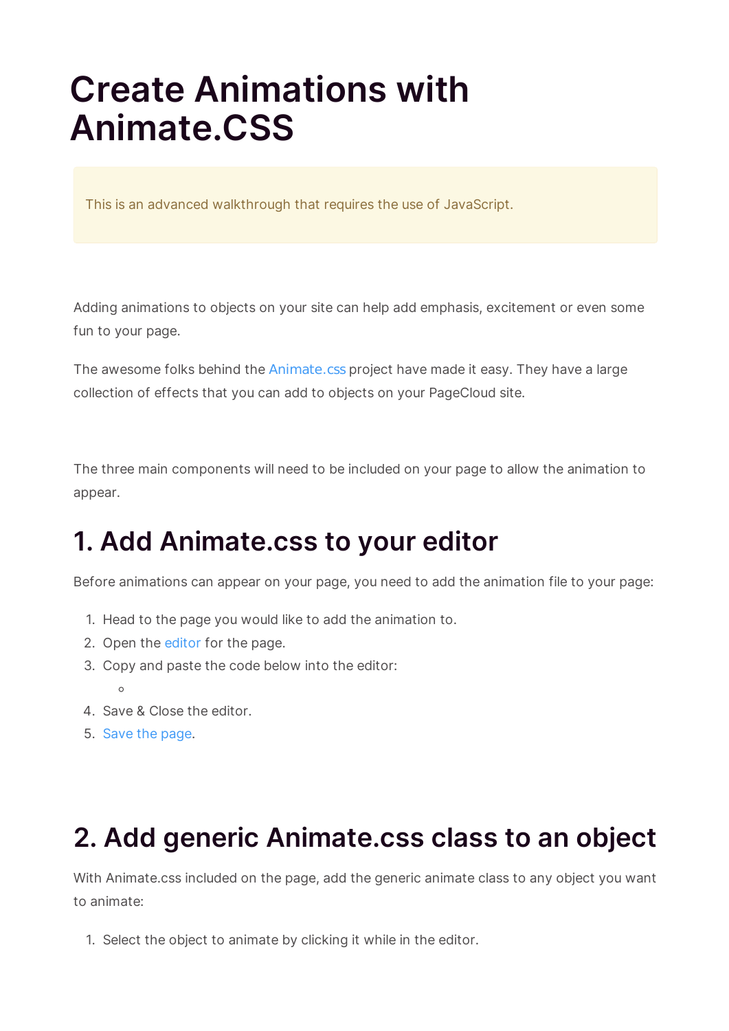# Create Animations with Animate.CSS

This is an advanced walkthrough that requires the use of JavaScript.

Adding animations to objects on your site can help add emphasis, excitement or even some fun to your page.

The awesome folks behind the Animate.css project have made it easy. They have a large collection of effects that you can add to objects on your PageCloud site.

The three main components will need to be included on your page to allow the animation to appear.

## 1. Add Animate.css to your editor

Before animations can appear on your page, you need to add the animation file to your page:

1. Head to the page you would like to add the animation to.
2. Open the editor for the page.
3. Copy and paste the code below into the editor:
    -
4. Save & Close the editor.
5. Save the page.

## 2. Add generic Animate.css class to an object

With Animate.css included on the page, add the generic animate class to any object you want to animate:

1. Select the object to animate by clicking it while in the editor.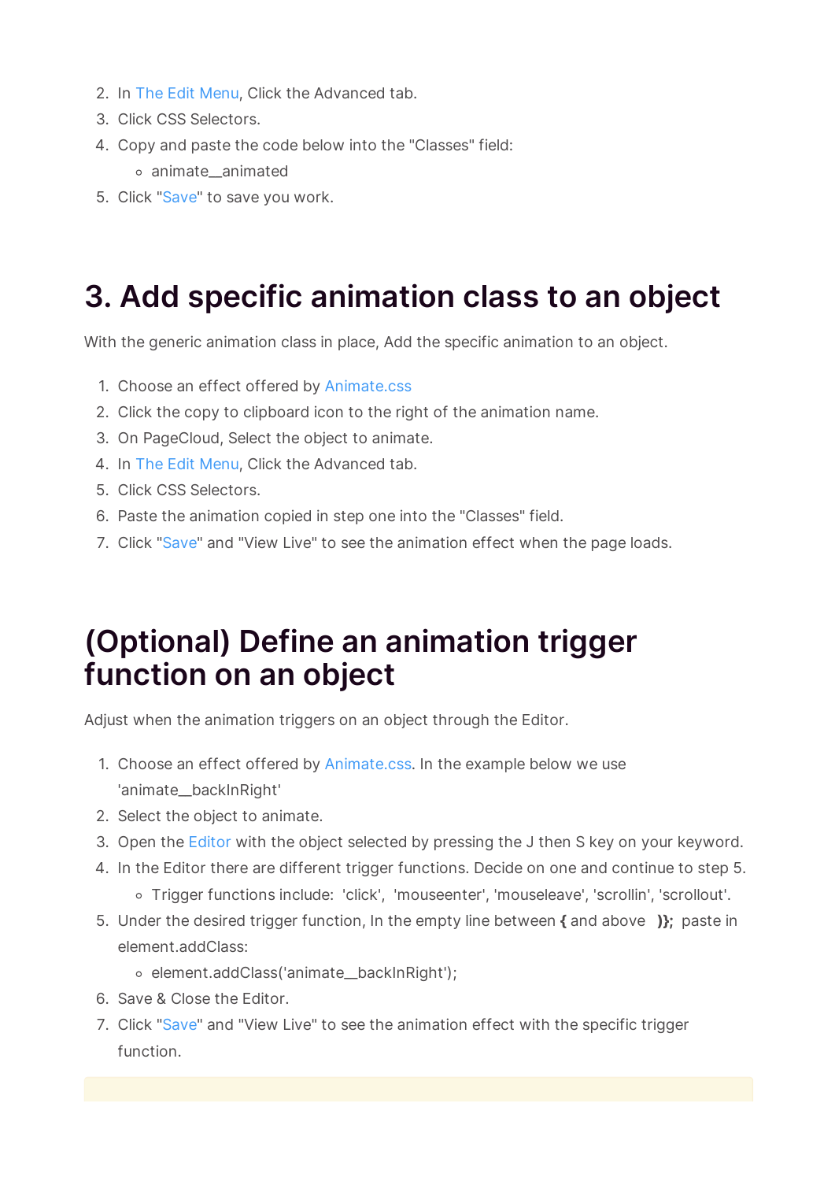2. In The Edit Menu, Click the Advanced tab.
3. Click CSS Selectors.
4. Copy and paste the code below into the "Classes" field:
   - animate__animated
5. Click "Save" to save you work.

# 3. Add specific animation class to an object

With the generic animation class in place, Add the specific animation to an object.

1. Choose an effect offered by Animate.css
2. Click the copy to clipboard icon to the right of the animation name.
3. On PageCloud, Select the object to animate.
4. In The Edit Menu, Click the Advanced tab.
5. Click CSS Selectors.
6. Paste the animation copied in step one into the "Classes" field.
7. Click "Save" and "View Live" to see the animation effect when the page loads.

# (Optional) Define an animation trigger function on an object

Adjust when the animation triggers on an object through the Editor.

1. Choose an effect offered by Animate.css. In the example below we use 'animate__backInRight'
2. Select the object to animate.
3. Open the Editor with the object selected by pressing the J then S key on your keyword.
4. In the Editor there are different trigger functions. Decide on one and continue to step 5.
   - Trigger functions include: 'click', 'mouseenter', 'mouseleave', 'scrollin', 'scrollout'.
5. Under the desired trigger function, In the empty line between **{** and above **});** paste in element.addClass:
   - element.addClass('animate__backInRight');
6. Save & Close the Editor.
7. Click "Save" and "View Live" to see the animation effect with the specific trigger function.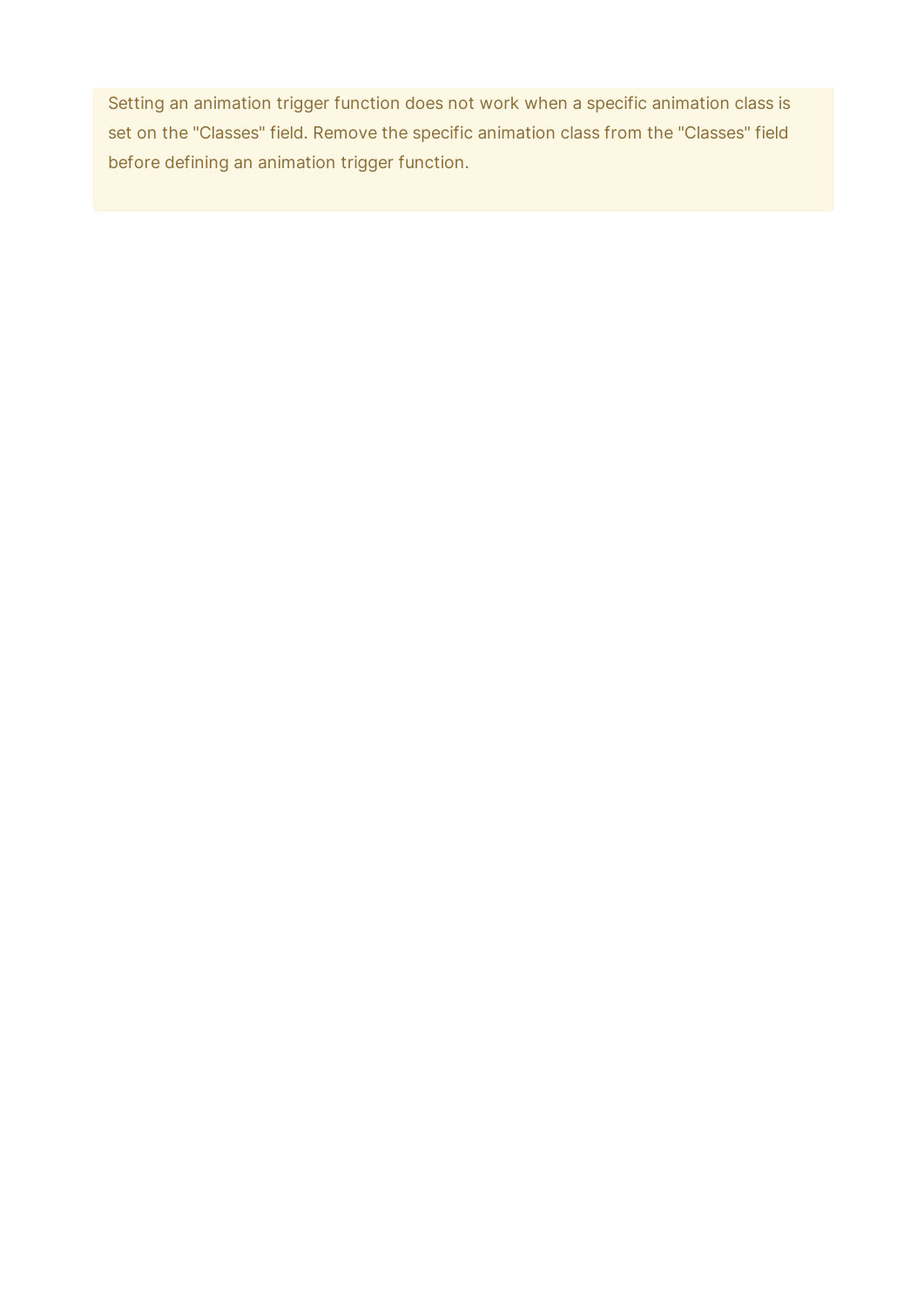Setting an animation trigger function does not work when a specific animation class is set on the "Classes" field. Remove the specific animation class from the "Classes" field before defining an animation trigger function.